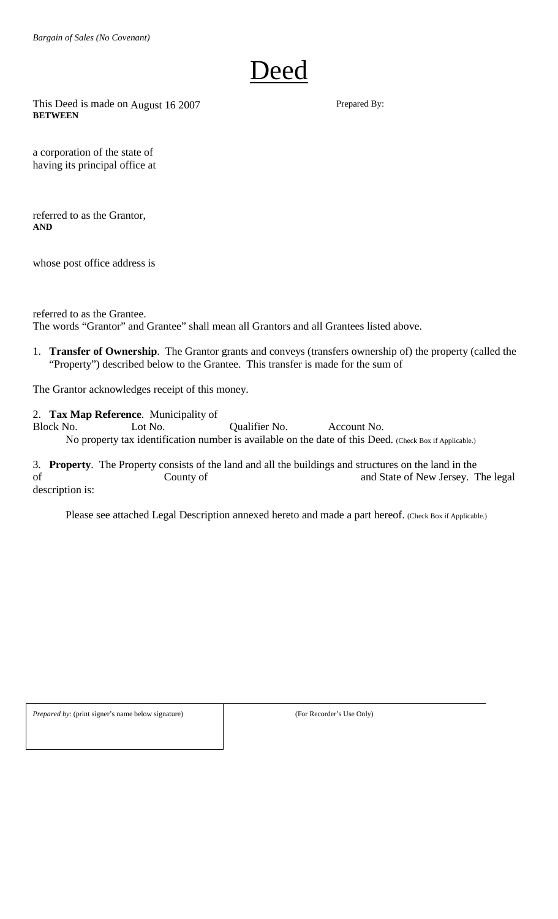*Bargain of Sales (No Covenant)*

# Deed

This Deed is made on August 16 2007 **BETWEEN**

Prepared By:

a corporation of the state of
having its principal office at

referred to as the Grantor,
**AND**

whose post office address is

referred to as the Grantee.
The words "Grantor" and Grantee" shall mean all Grantors and all Grantees listed above.

1. **Transfer of Ownership**. The Grantor grants and conveys (transfers ownership of) the property (called the "Property") described below to the Grantee. This transfer is made for the sum of

The Grantor acknowledges receipt of this money.

2. **Tax Map Reference**. Municipality of
Block No. Lot No. Qualifier No. Account No.
No property tax identification number is available on the date of this Deed. (Check Box if Applicable.)

3. **Property**. The Property consists of the land and all the buildings and structures on the land in the of County of and State of New Jersey. The legal description is:

Please see attached Legal Description annexed hereto and made a part hereof. (Check Box if Applicable.)

| *Prepared by*: (print signer's name below signature) | (For Recorder's Use Only) |
|---|---|
| | |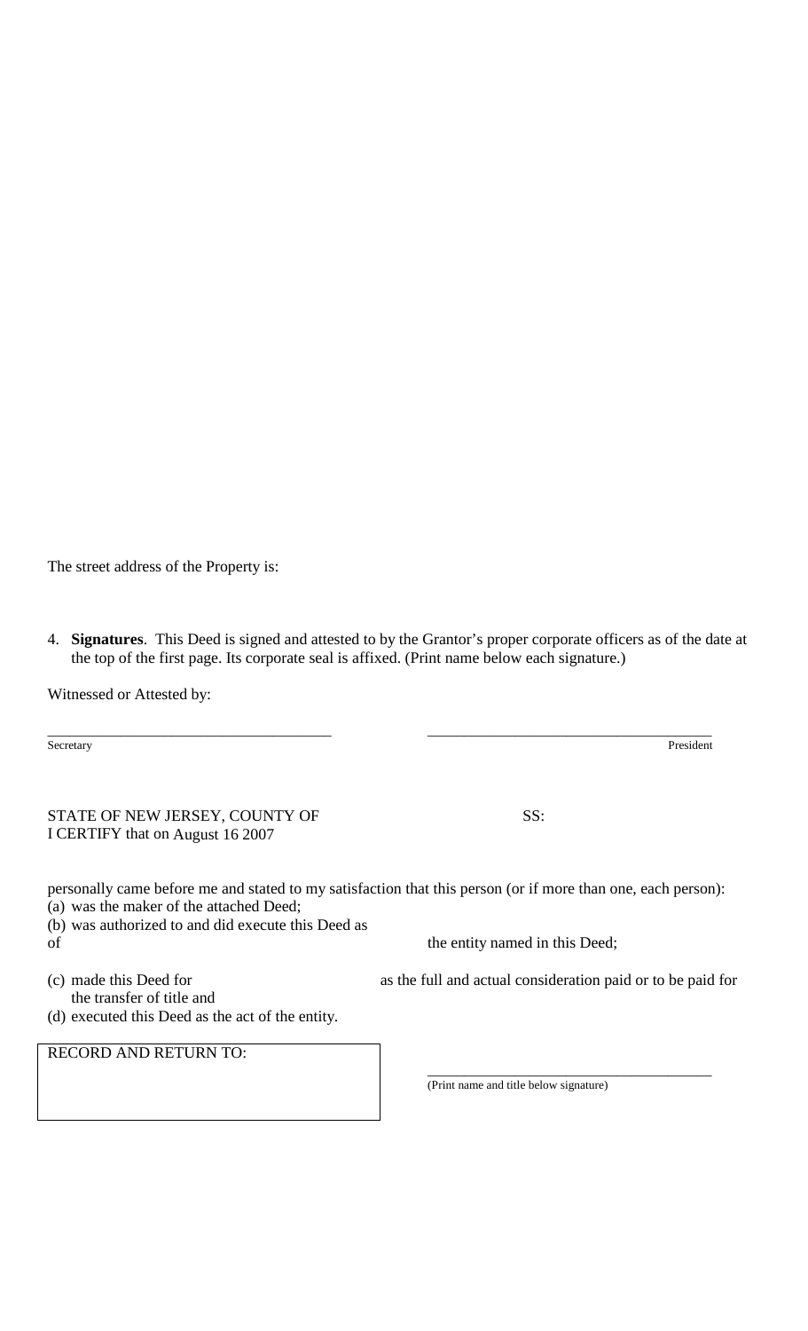The street address of the Property is:

4. **Signatures**. This Deed is signed and attested to by the Grantor's proper corporate officers as of the date at the top of the first page. Its corporate seal is affixed. (Print name below each signature.)

Witnessed or Attested by:

| | |
|---|---|
| _______________________________________ | _______________________________________ |
| Secretary | President |

STATE OF NEW JERSEY, COUNTY OF SS:
I CERTIFY that on August 16 2007

personally came before me and stated to my satisfaction that this person (or if more than one, each person):
(a) was the maker of the attached Deed;
(b) was authorized to and did execute this Deed as
of the entity named in this Deed;

(c) made this Deed for as the full and actual consideration paid or to be paid for the transfer of title and
(d) executed this Deed as the act of the entity.

RECORD AND RETURN TO:

_______________________________________
(Print name and title below signature)